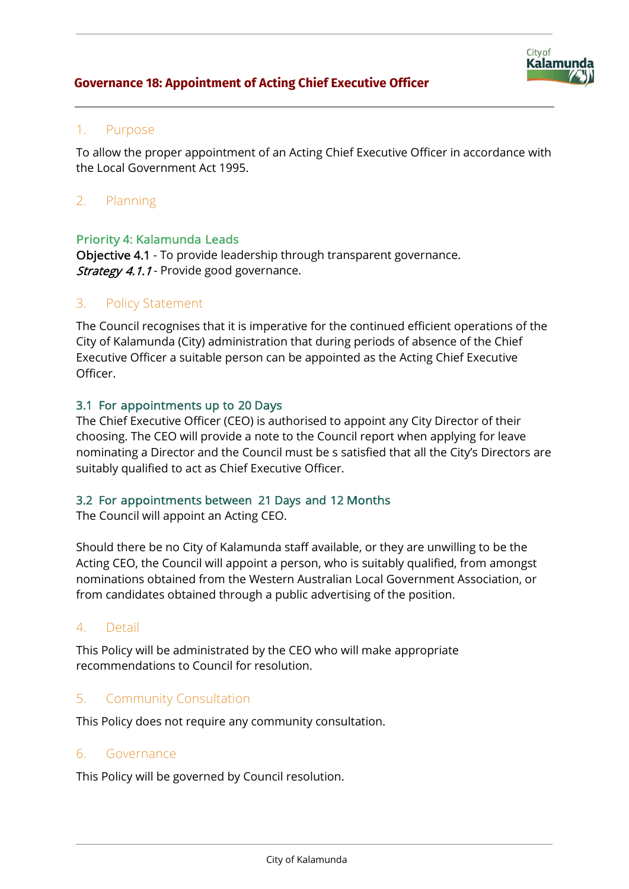# Governance 18: Appointment of Acting Chief Executive Officer

## 1. Purpose

To allow the proper appointment of an Acting Chief Executive Officer in accordance with the Local Government Act 1995.

## 2. Planning

### Priority 4: Kalamunda Leads

Objective 4.1 - To provide leadership through transparent governance.
*Strategy 4.1.1* - Provide good governance.

## 3. Policy Statement

The Council recognises that it is imperative for the continued efficient operations of the City of Kalamunda (City) administration that during periods of absence of the Chief Executive Officer a suitable person can be appointed as the Acting Chief Executive Officer.

### 3.1 For appointments up to 20 Days

The Chief Executive Officer (CEO) is authorised to appoint any City Director of their choosing. The CEO will provide a note to the Council report when applying for leave nominating a Director and the Council must be s satisfied that all the City's Directors are suitably qualified to act as Chief Executive Officer.

### 3.2 For appointments between 21 Days and 12 Months

The Council will appoint an Acting CEO.

Should there be no City of Kalamunda staff available, or they are unwilling to be the Acting CEO, the Council will appoint a person, who is suitably qualified, from amongst nominations obtained from the Western Australian Local Government Association, or from candidates obtained through a public advertising of the position.

## 4. Detail

This Policy will be administrated by the CEO who will make appropriate recommendations to Council for resolution.

## 5. Community Consultation

This Policy does not require any community consultation.

## 6. Governance

This Policy will be governed by Council resolution.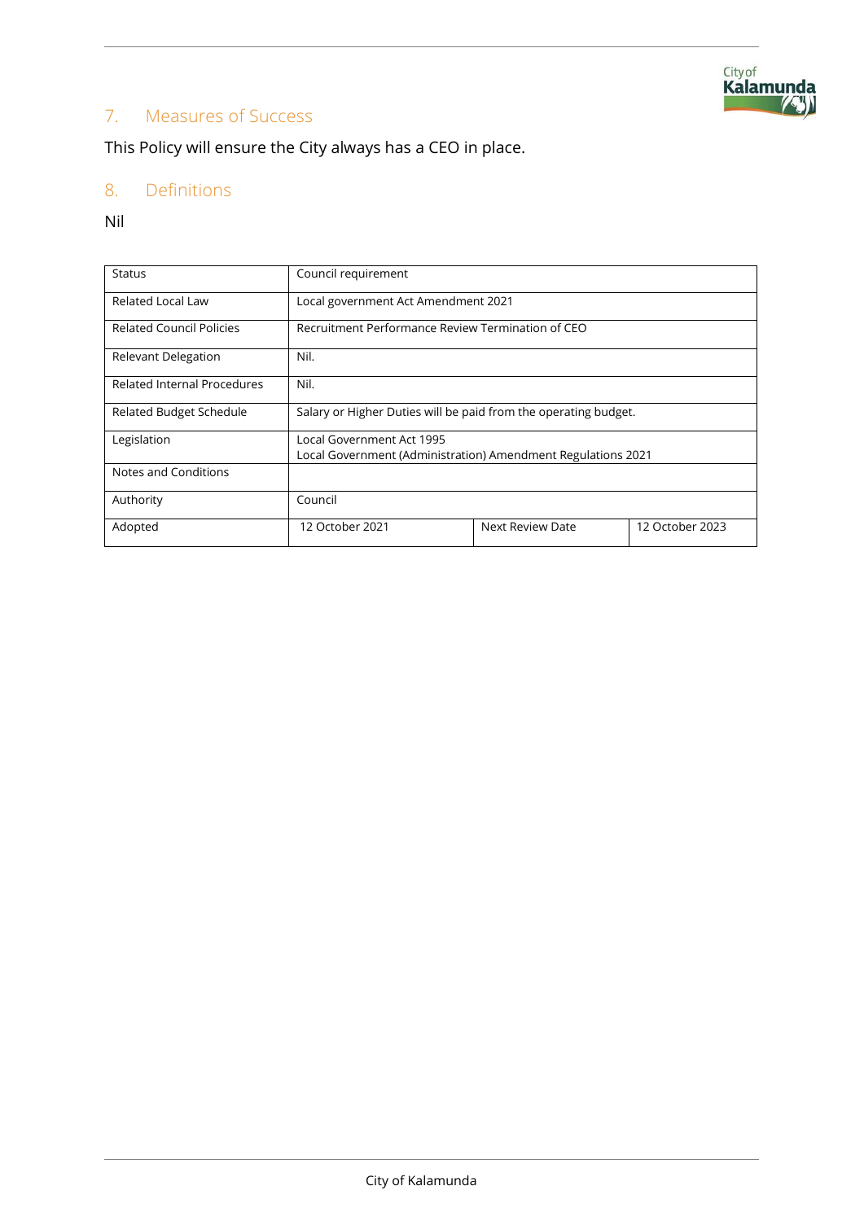## 7. Measures of Success

This Policy will ensure the City always has a CEO in place.

## 8. Definitions

Nil

| | | | |
|---|---|---|---|
| Status | Council requirement | | |
| Related Local Law | Local government Act Amendment 2021 | | |
| Related Council Policies | Recruitment Performance Review Termination of CEO | | |
| Relevant Delegation | Nil. | | |
| Related Internal Procedures | Nil. | | |
| Related Budget Schedule | Salary or Higher Duties will be paid from the operating budget. | | |
| Legislation | Local Government Act 1995<br>Local Government (Administration) Amendment Regulations 2021 | | |
| Notes and Conditions | | | |
| Authority | Council | | |
| Adopted | 12 October 2021 | Next Review Date | 12 October 2023 |